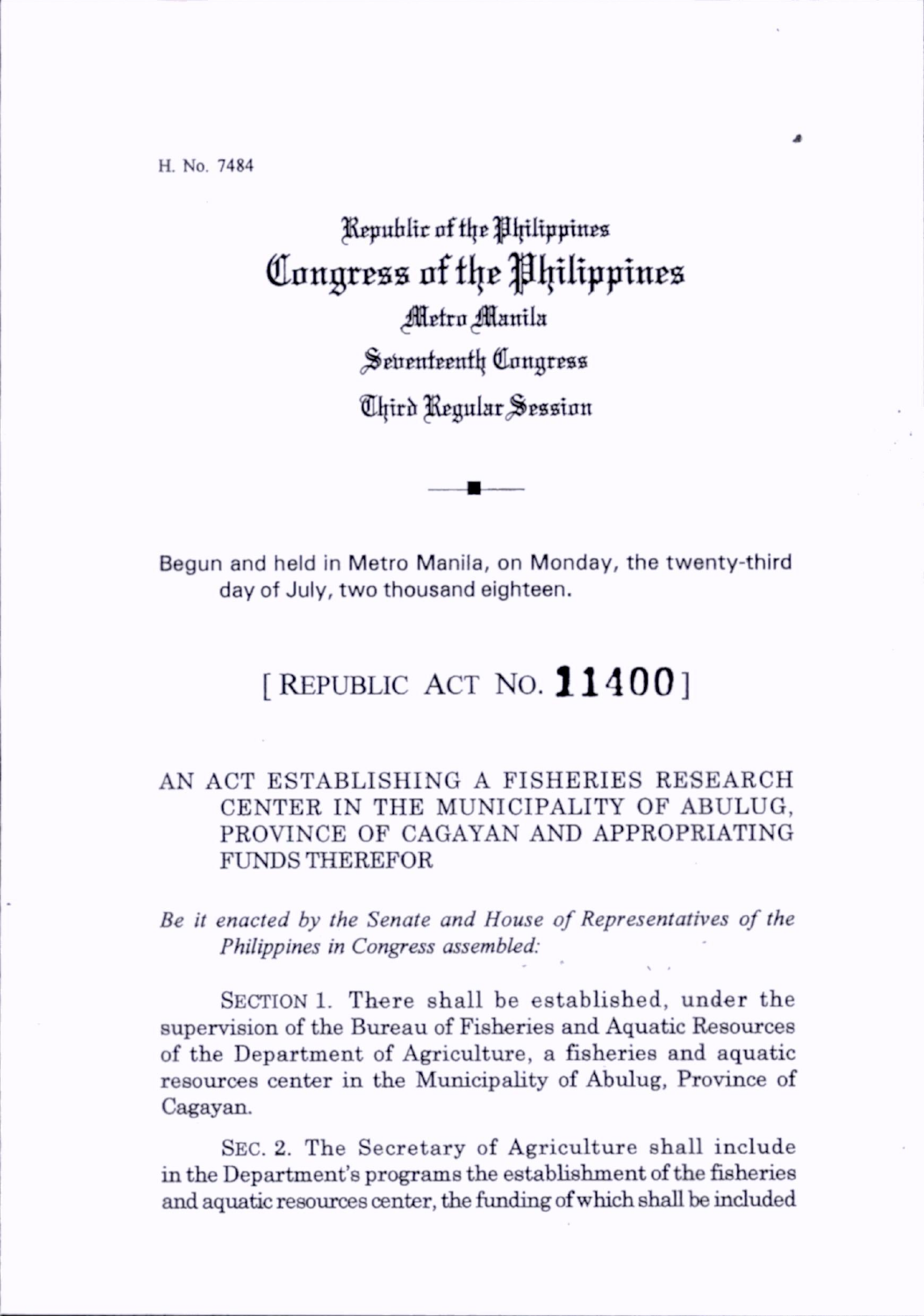H. No. 7484

# Republic of the Philippines
# Congress of the Philippines
## Metro Manila
## Seventeenth Congress
## Third Regular Session

Begun and held in Metro Manila, on Monday, the twenty-third day of July, two thousand eighteen.

## [ REPUBLIC ACT NO. **11400** ]

AN ACT ESTABLISHING A FISHERIES RESEARCH CENTER IN THE MUNICIPALITY OF ABULUG, PROVINCE OF CAGAYAN AND APPROPRIATING FUNDS THEREFOR

*Be it enacted by the Senate and House of Representatives of the Philippines in Congress assembled:*

SECTION 1. There shall be established, under the supervision of the Bureau of Fisheries and Aquatic Resources of the Department of Agriculture, a fisheries and aquatic resources center in the Municipality of Abulug, Province of Cagayan.

SEC. 2. The Secretary of Agriculture shall include in the Department's programs the establishment of the fisheries and aquatic resources center, the funding of which shall be included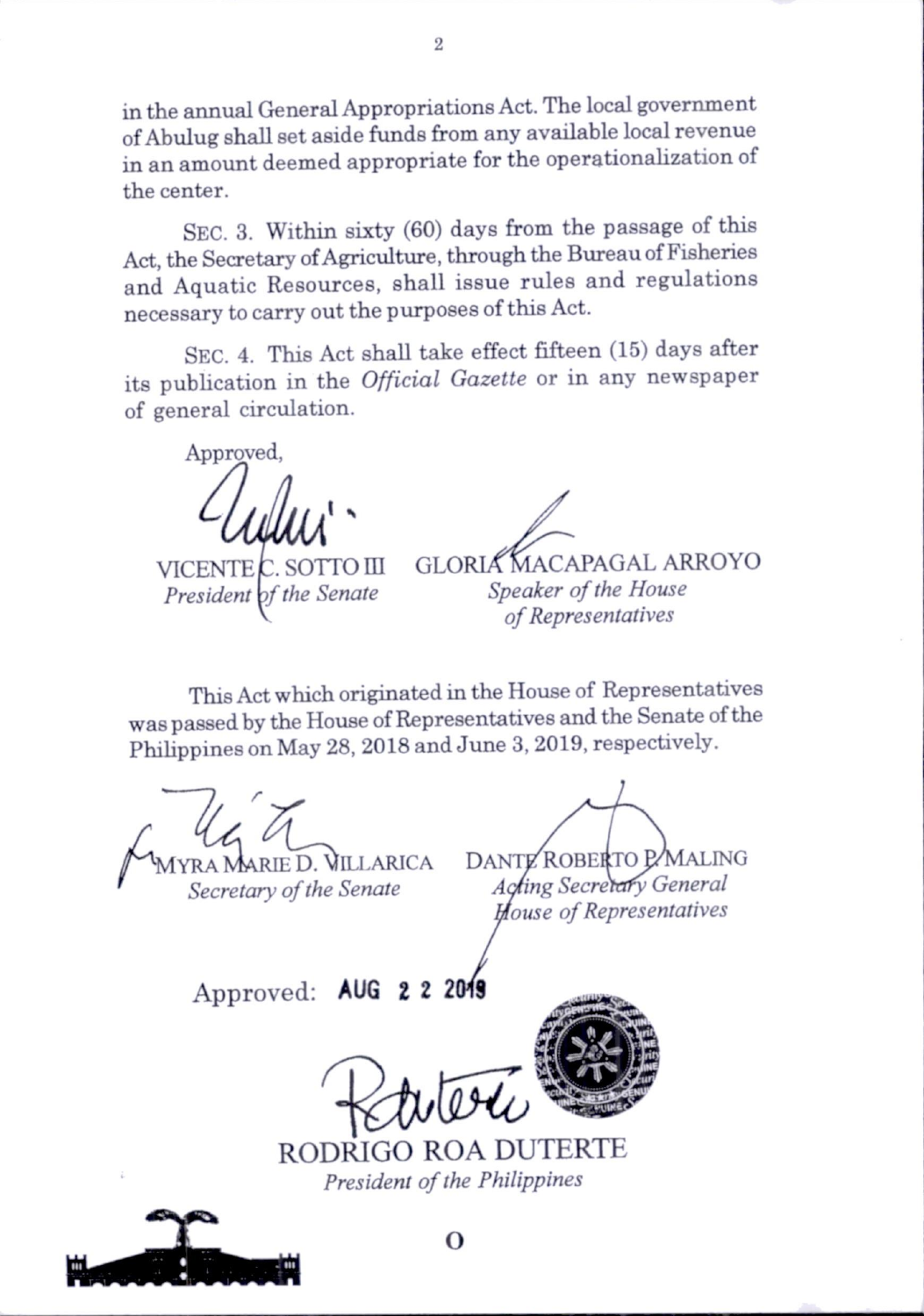in the annual General Appropriations Act. The local government of Abulug shall set aside funds from any available local revenue in an amount deemed appropriate for the operationalization of the center.

SEC. 3. Within sixty (60) days from the passage of this Act, the Secretary of Agriculture, through the Bureau of Fisheries and Aquatic Resources, shall issue rules and regulations necessary to carry out the purposes of this Act.

SEC. 4. This Act shall take effect fifteen (15) days after its publication in the *Official Gazette* or in any newspaper of general circulation.

Approved,

VICENTE C. SOTTO III
*President of the Senate*

GLORIA MACAPAGAL ARROYO
*Speaker of the House of Representatives*

This Act which originated in the House of Representatives was passed by the House of Representatives and the Senate of the Philippines on May 28, 2018 and June 3, 2019, respectively.

MYRA MARIE D. VILLARICA
*Secretary of the Senate*

DANTE ROBERTO P. MALING
*Acting Secretary General House of Representatives*

Approved: **AUG 2 2 2019**

RODRIGO ROA DUTERTE
*President of the Philippines*

O